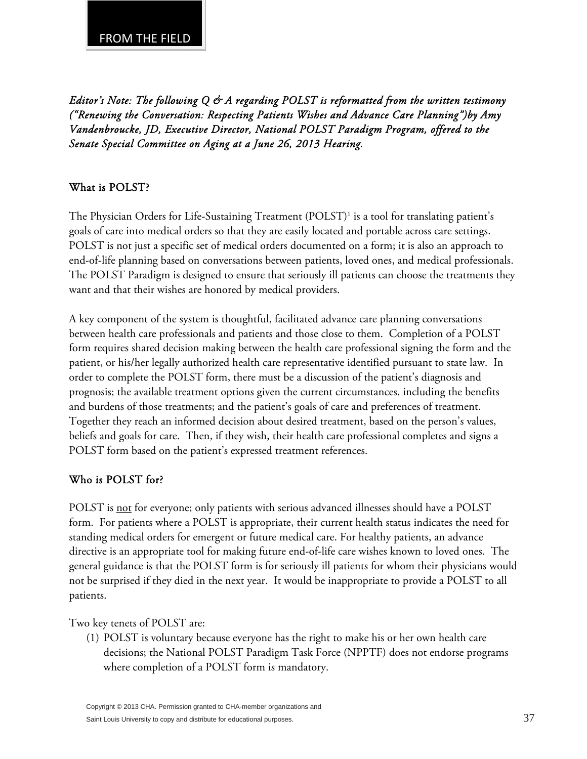FROM THE FIELD

*Editor's Note: The following Q & A regarding POLST is reformatted from the written testimony ("Renewing the Conversation: Respecting Patients Wishes and Advance Care Planning")by Amy Vandenbroucke, JD, Executive Director, National POLST Paradigm Program, offered to the Senate Special Committee on Aging at a June 26, 2013 Hearing.*

## What is POLST?

The Physician Orders for Life-Sustaining Treatment (POLST)[1] is a tool for translating patient's goals of care into medical orders so that they are easily located and portable across care settings. POLST is not just a specific set of medical orders documented on a form; it is also an approach to end-of-life planning based on conversations between patients, loved ones, and medical professionals. The POLST Paradigm is designed to ensure that seriously ill patients can choose the treatments they want and that their wishes are honored by medical providers.

A key component of the system is thoughtful, facilitated advance care planning conversations between health care professionals and patients and those close to them. Completion of a POLST form requires shared decision making between the health care professional signing the form and the patient, or his/her legally authorized health care representative identified pursuant to state law. In order to complete the POLST form, there must be a discussion of the patient's diagnosis and prognosis; the available treatment options given the current circumstances, including the benefits and burdens of those treatments; and the patient's goals of care and preferences of treatment. Together they reach an informed decision about desired treatment, based on the person's values, beliefs and goals for care. Then, if they wish, their health care professional completes and signs a POLST form based on the patient's expressed treatment references.

## Who is POLST for?

POLST is <u>not</u> for everyone; only patients with serious advanced illnesses should have a POLST form. For patients where a POLST is appropriate, their current health status indicates the need for standing medical orders for emergent or future medical care. For healthy patients, an advance directive is an appropriate tool for making future end-of-life care wishes known to loved ones. The general guidance is that the POLST form is for seriously ill patients for whom their physicians would not be surprised if they died in the next year. It would be inappropriate to provide a POLST to all patients.

Two key tenets of POLST are:

(1) POLST is voluntary because everyone has the right to make his or her own health care decisions; the National POLST Paradigm Task Force (NPPTF) does not endorse programs where completion of a POLST form is mandatory.

Copyright © 2013 CHA. Permission granted to CHA-member organizations and Saint Louis University to copy and distribute for educational purposes.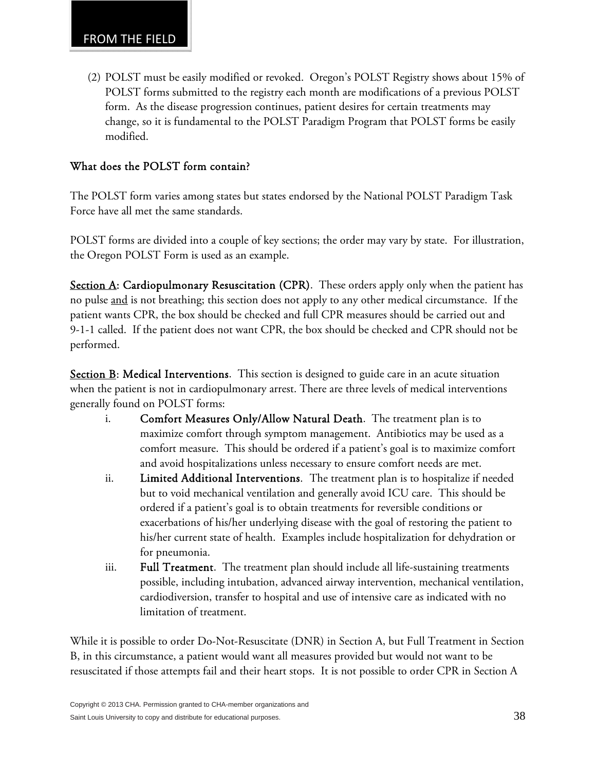(2) POLST must be easily modified or revoked. Oregon's POLST Registry shows about 15% of POLST forms submitted to the registry each month are modifications of a previous POLST form. As the disease progression continues, patient desires for certain treatments may change, so it is fundamental to the POLST Paradigm Program that POLST forms be easily modified.

## What does the POLST form contain?

The POLST form varies among states but states endorsed by the National POLST Paradigm Task Force have all met the same standards.

POLST forms are divided into a couple of key sections; the order may vary by state. For illustration, the Oregon POLST Form is used as an example.

<u>Section A</u>: **Cardiopulmonary Resuscitation (CPR)**. These orders apply only when the patient has no pulse <u>and</u> is not breathing; this section does not apply to any other medical circumstance. If the patient wants CPR, the box should be checked and full CPR measures should be carried out and 9-1-1 called. If the patient does not want CPR, the box should be checked and CPR should not be performed.

<u>Section B</u>: **Medical Interventions**. This section is designed to guide care in an acute situation when the patient is not in cardiopulmonary arrest. There are three levels of medical interventions generally found on POLST forms:

i. **Comfort Measures Only/Allow Natural Death**. The treatment plan is to maximize comfort through symptom management. Antibiotics may be used as a comfort measure. This should be ordered if a patient's goal is to maximize comfort and avoid hospitalizations unless necessary to ensure comfort needs are met.

ii. **Limited Additional Interventions**. The treatment plan is to hospitalize if needed but to void mechanical ventilation and generally avoid ICU care. This should be ordered if a patient's goal is to obtain treatments for reversible conditions or exacerbations of his/her underlying disease with the goal of restoring the patient to his/her current state of health. Examples include hospitalization for dehydration or for pneumonia.

iii. **Full Treatment**. The treatment plan should include all life-sustaining treatments possible, including intubation, advanced airway intervention, mechanical ventilation, cardiodiversion, transfer to hospital and use of intensive care as indicated with no limitation of treatment.

While it is possible to order Do-Not-Resuscitate (DNR) in Section A, but Full Treatment in Section B, in this circumstance, a patient would want all measures provided but would not want to be resuscitated if those attempts fail and their heart stops. It is not possible to order CPR in Section A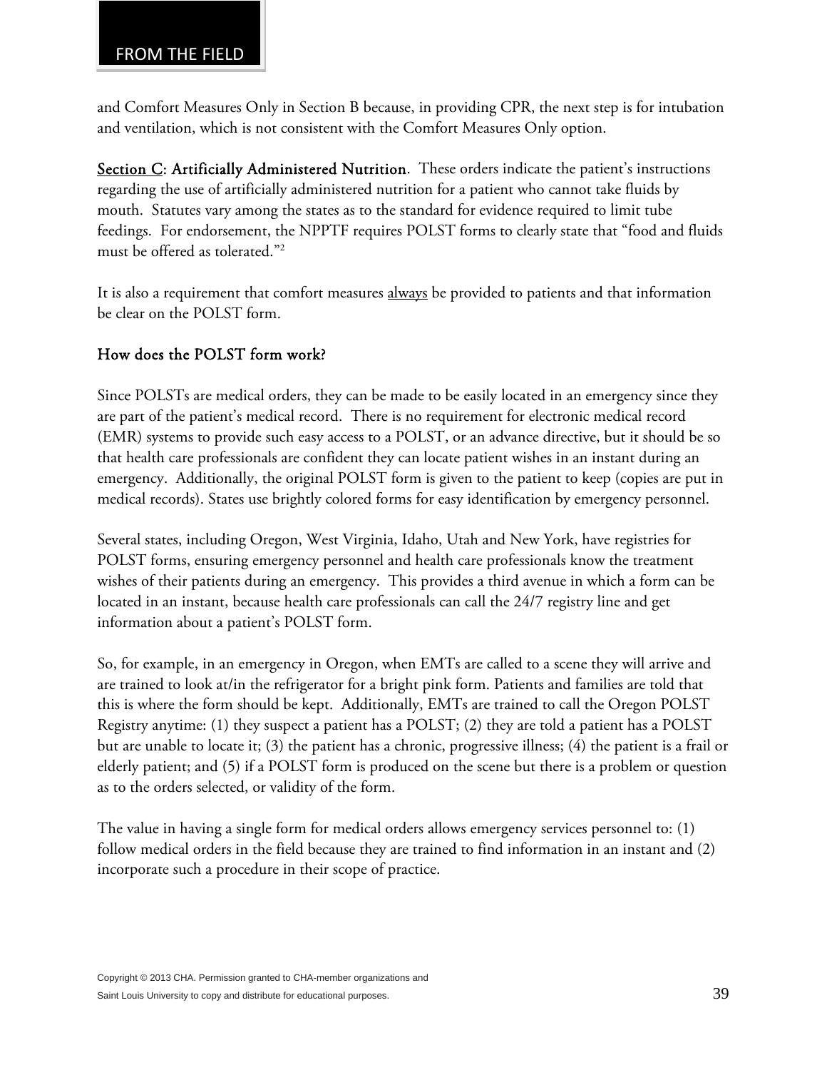and Comfort Measures Only in Section B because, in providing CPR, the next step is for intubation and ventilation, which is not consistent with the Comfort Measures Only option.

<u>Section C</u>: **Artificially Administered Nutrition**. These orders indicate the patient's instructions regarding the use of artificially administered nutrition for a patient who cannot take fluids by mouth. Statutes vary among the states as to the standard for evidence required to limit tube feedings. For endorsement, the NPPTF requires POLST forms to clearly state that "food and fluids must be offered as tolerated."[2]

It is also a requirement that comfort measures <u>always</u> be provided to patients and that information be clear on the POLST form.

### How does the POLST form work?

Since POLSTs are medical orders, they can be made to be easily located in an emergency since they are part of the patient's medical record. There is no requirement for electronic medical record (EMR) systems to provide such easy access to a POLST, or an advance directive, but it should be so that health care professionals are confident they can locate patient wishes in an instant during an emergency. Additionally, the original POLST form is given to the patient to keep (copies are put in medical records). States use brightly colored forms for easy identification by emergency personnel.

Several states, including Oregon, West Virginia, Idaho, Utah and New York, have registries for POLST forms, ensuring emergency personnel and health care professionals know the treatment wishes of their patients during an emergency. This provides a third avenue in which a form can be located in an instant, because health care professionals can call the 24/7 registry line and get information about a patient's POLST form.

So, for example, in an emergency in Oregon, when EMTs are called to a scene they will arrive and are trained to look at/in the refrigerator for a bright pink form. Patients and families are told that this is where the form should be kept. Additionally, EMTs are trained to call the Oregon POLST Registry anytime: (1) they suspect a patient has a POLST; (2) they are told a patient has a POLST but are unable to locate it; (3) the patient has a chronic, progressive illness; (4) the patient is a frail or elderly patient; and (5) if a POLST form is produced on the scene but there is a problem or question as to the orders selected, or validity of the form.

The value in having a single form for medical orders allows emergency services personnel to: (1) follow medical orders in the field because they are trained to find information in an instant and (2) incorporate such a procedure in their scope of practice.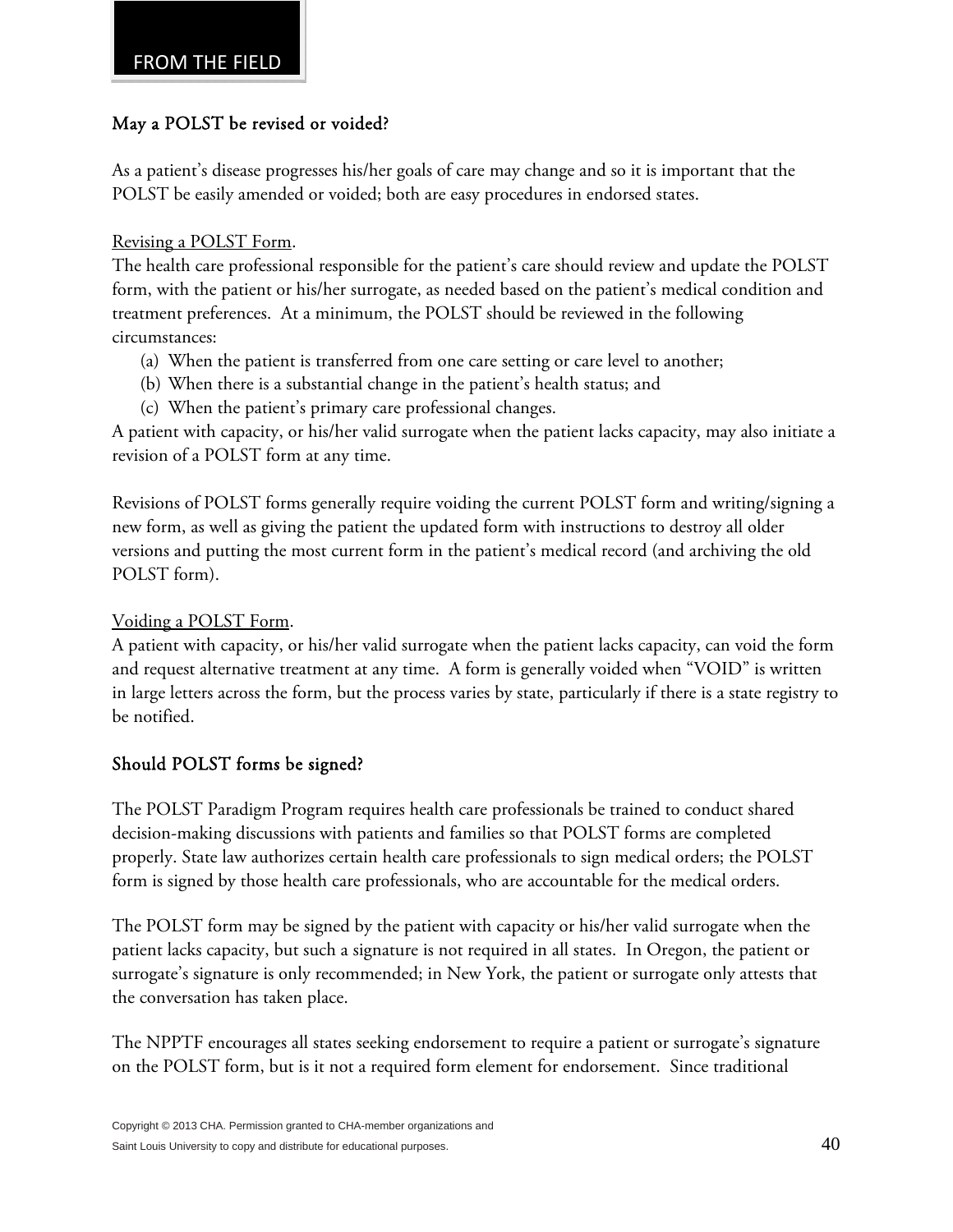FROM THE FIELD

## May a POLST be revised or voided?

As a patient's disease progresses his/her goals of care may change and so it is important that the POLST be easily amended or voided; both are easy procedures in endorsed states.

Revising a POLST Form.

The health care professional responsible for the patient's care should review and update the POLST form, with the patient or his/her surrogate, as needed based on the patient's medical condition and treatment preferences. At a minimum, the POLST should be reviewed in the following circumstances:

(a) When the patient is transferred from one care setting or care level to another;
(b) When there is a substantial change in the patient's health status; and
(c) When the patient's primary care professional changes.

A patient with capacity, or his/her valid surrogate when the patient lacks capacity, may also initiate a revision of a POLST form at any time.

Revisions of POLST forms generally require voiding the current POLST form and writing/signing a new form, as well as giving the patient the updated form with instructions to destroy all older versions and putting the most current form in the patient's medical record (and archiving the old POLST form).

Voiding a POLST Form.

A patient with capacity, or his/her valid surrogate when the patient lacks capacity, can void the form and request alternative treatment at any time. A form is generally voided when "VOID" is written in large letters across the form, but the process varies by state, particularly if there is a state registry to be notified.

## Should POLST forms be signed?

The POLST Paradigm Program requires health care professionals be trained to conduct shared decision-making discussions with patients and families so that POLST forms are completed properly. State law authorizes certain health care professionals to sign medical orders; the POLST form is signed by those health care professionals, who are accountable for the medical orders.

The POLST form may be signed by the patient with capacity or his/her valid surrogate when the patient lacks capacity, but such a signature is not required in all states. In Oregon, the patient or surrogate's signature is only recommended; in New York, the patient or surrogate only attests that the conversation has taken place.

The NPPTF encourages all states seeking endorsement to require a patient or surrogate's signature on the POLST form, but is it not a required form element for endorsement. Since traditional

Copyright © 2013 CHA. Permission granted to CHA-member organizations and Saint Louis University to copy and distribute for educational purposes.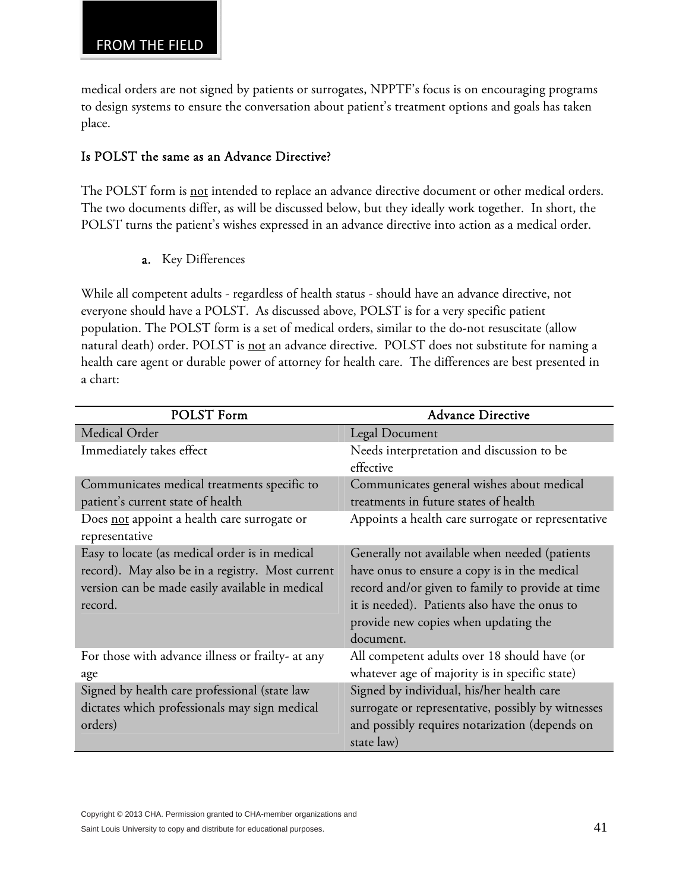medical orders are not signed by patients or surrogates, NPPTF's focus is on encouraging programs to design systems to ensure the conversation about patient's treatment options and goals has taken place.

### Is POLST the same as an Advance Directive?

The POLST form is not intended to replace an advance directive document or other medical orders. The two documents differ, as will be discussed below, but they ideally work together. In short, the POLST turns the patient's wishes expressed in an advance directive into action as a medical order.

**a.** Key Differences

While all competent adults - regardless of health status - should have an advance directive, not everyone should have a POLST. As discussed above, POLST is for a very specific patient population. The POLST form is a set of medical orders, similar to the do-not resuscitate (allow natural death) order. POLST is not an advance directive. POLST does not substitute for naming a health care agent or durable power of attorney for health care. The differences are best presented in a chart:

| POLST Form | Advance Directive |
| --- | --- |
| Medical Order | Legal Document |
| Immediately takes effect | Needs interpretation and discussion to be effective |
| Communicates medical treatments specific to patient's current state of health | Communicates general wishes about medical treatments in future states of health |
| Does not appoint a health care surrogate or representative | Appoints a health care surrogate or representative |
| Easy to locate (as medical order is in medical record). May also be in a registry. Most current version can be made easily available in medical record. | Generally not available when needed (patients have onus to ensure a copy is in the medical record and/or given to family to provide at time it is needed). Patients also have the onus to provide new copies when updating the document. |
| For those with advance illness or frailty- at any age | All competent adults over 18 should have (or whatever age of majority is in specific state) |
| Signed by health care professional (state law dictates which professionals may sign medical orders) | Signed by individual, his/her health care surrogate or representative, possibly by witnesses and possibly requires notarization (depends on state law) |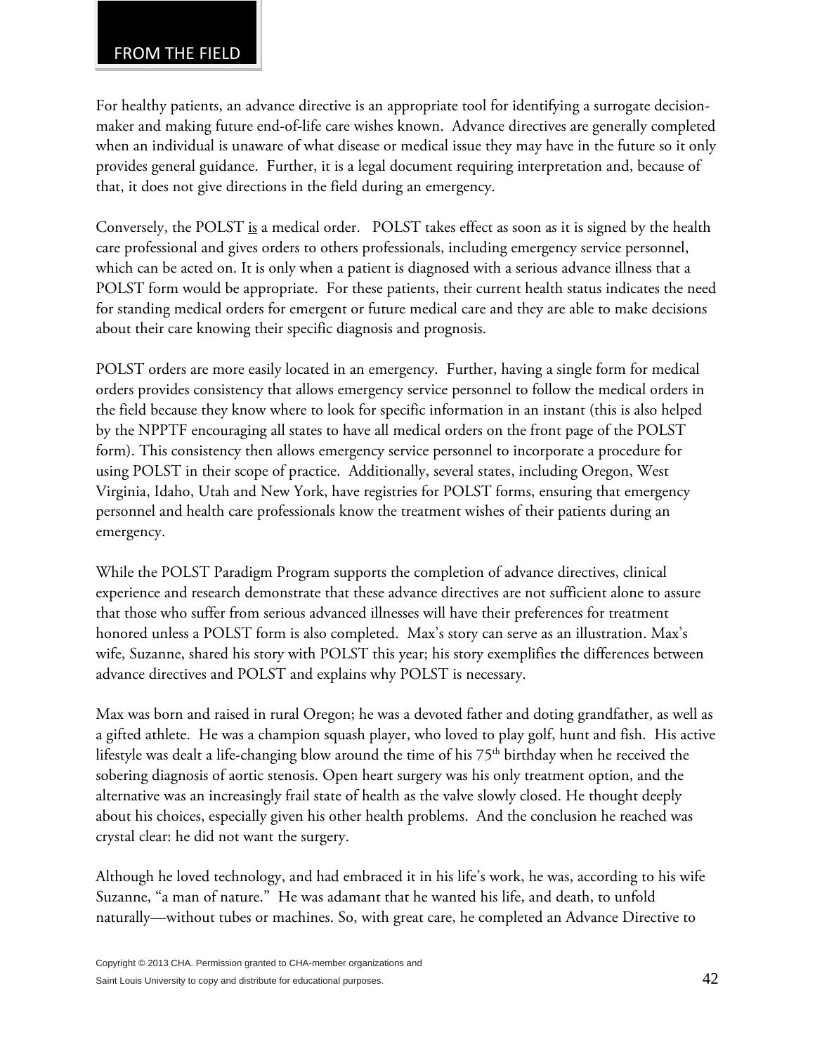## FROM THE FIELD

For healthy patients, an advance directive is an appropriate tool for identifying a surrogate decision-maker and making future end-of-life care wishes known. Advance directives are generally completed when an individual is unaware of what disease or medical issue they may have in the future so it only provides general guidance. Further, it is a legal document requiring interpretation and, because of that, it does not give directions in the field during an emergency.

Conversely, the POLST is a medical order. POLST takes effect as soon as it is signed by the health care professional and gives orders to others professionals, including emergency service personnel, which can be acted on. It is only when a patient is diagnosed with a serious advance illness that a POLST form would be appropriate. For these patients, their current health status indicates the need for standing medical orders for emergent or future medical care and they are able to make decisions about their care knowing their specific diagnosis and prognosis.

POLST orders are more easily located in an emergency. Further, having a single form for medical orders provides consistency that allows emergency service personnel to follow the medical orders in the field because they know where to look for specific information in an instant (this is also helped by the NPPTF encouraging all states to have all medical orders on the front page of the POLST form). This consistency then allows emergency service personnel to incorporate a procedure for using POLST in their scope of practice. Additionally, several states, including Oregon, West Virginia, Idaho, Utah and New York, have registries for POLST forms, ensuring that emergency personnel and health care professionals know the treatment wishes of their patients during an emergency.

While the POLST Paradigm Program supports the completion of advance directives, clinical experience and research demonstrate that these advance directives are not sufficient alone to assure that those who suffer from serious advanced illnesses will have their preferences for treatment honored unless a POLST form is also completed. Max's story can serve as an illustration. Max's wife, Suzanne, shared his story with POLST this year; his story exemplifies the differences between advance directives and POLST and explains why POLST is necessary.

Max was born and raised in rural Oregon; he was a devoted father and doting grandfather, as well as a gifted athlete. He was a champion squash player, who loved to play golf, hunt and fish. His active lifestyle was dealt a life-changing blow around the time of his 75th birthday when he received the sobering diagnosis of aortic stenosis. Open heart surgery was his only treatment option, and the alternative was an increasingly frail state of health as the valve slowly closed. He thought deeply about his choices, especially given his other health problems. And the conclusion he reached was crystal clear: he did not want the surgery.

Although he loved technology, and had embraced it in his life's work, he was, according to his wife Suzanne, "a man of nature." He was adamant that he wanted his life, and death, to unfold naturally—without tubes or machines. So, with great care, he completed an Advance Directive to

Copyright © 2013 CHA. Permission granted to CHA-member organizations and Saint Louis University to copy and distribute for educational purposes.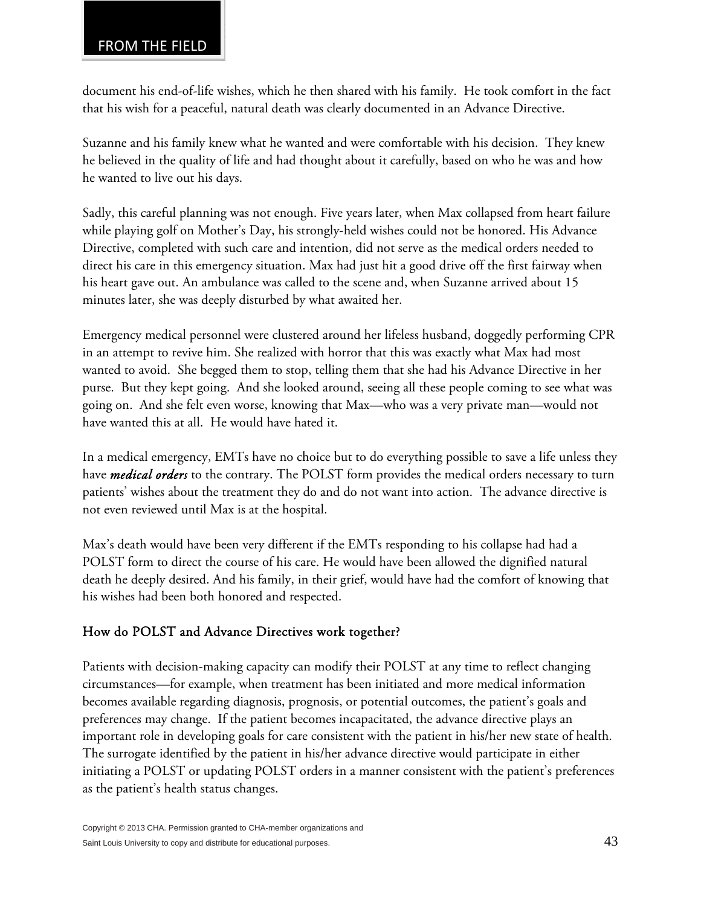document his end-of-life wishes, which he then shared with his family. He took comfort in the fact that his wish for a peaceful, natural death was clearly documented in an Advance Directive.

Suzanne and his family knew what he wanted and were comfortable with his decision. They knew he believed in the quality of life and had thought about it carefully, based on who he was and how he wanted to live out his days.

Sadly, this careful planning was not enough. Five years later, when Max collapsed from heart failure while playing golf on Mother's Day, his strongly-held wishes could not be honored. His Advance Directive, completed with such care and intention, did not serve as the medical orders needed to direct his care in this emergency situation. Max had just hit a good drive off the first fairway when his heart gave out. An ambulance was called to the scene and, when Suzanne arrived about 15 minutes later, she was deeply disturbed by what awaited her.

Emergency medical personnel were clustered around her lifeless husband, doggedly performing CPR in an attempt to revive him. She realized with horror that this was exactly what Max had most wanted to avoid. She begged them to stop, telling them that she had his Advance Directive in her purse. But they kept going. And she looked around, seeing all these people coming to see what was going on. And she felt even worse, knowing that Max—who was a very private man—would not have wanted this at all. He would have hated it.

In a medical emergency, EMTs have no choice but to do everything possible to save a life unless they have ***medical orders*** to the contrary. The POLST form provides the medical orders necessary to turn patients' wishes about the treatment they do and do not want into action. The advance directive is not even reviewed until Max is at the hospital.

Max's death would have been very different if the EMTs responding to his collapse had had a POLST form to direct the course of his care. He would have been allowed the dignified natural death he deeply desired. And his family, in their grief, would have had the comfort of knowing that his wishes had been both honored and respected.

## How do POLST and Advance Directives work together?

Patients with decision-making capacity can modify their POLST at any time to reflect changing circumstances—for example, when treatment has been initiated and more medical information becomes available regarding diagnosis, prognosis, or potential outcomes, the patient's goals and preferences may change. If the patient becomes incapacitated, the advance directive plays an important role in developing goals for care consistent with the patient in his/her new state of health. The surrogate identified by the patient in his/her advance directive would participate in either initiating a POLST or updating POLST orders in a manner consistent with the patient's preferences as the patient's health status changes.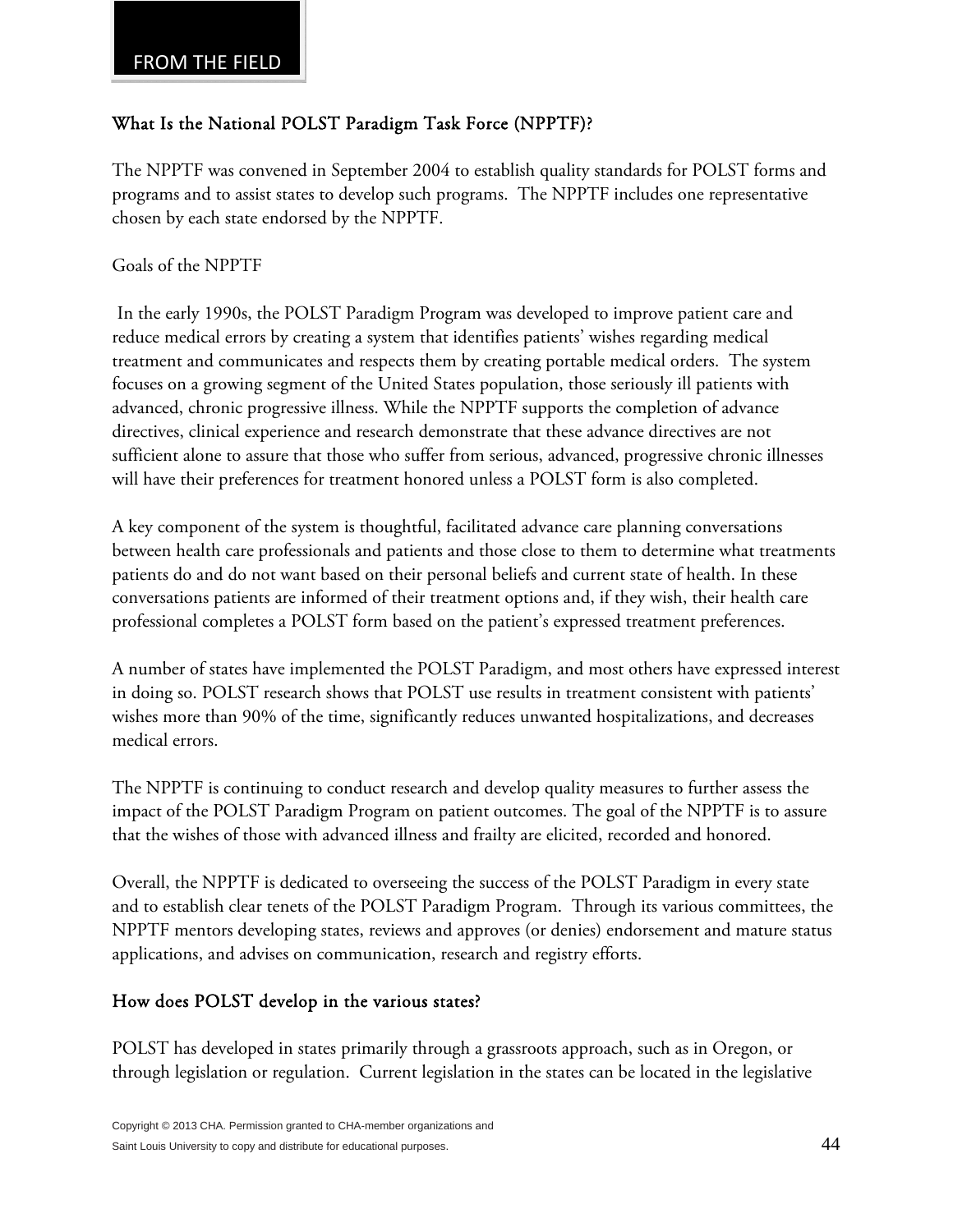FROM THE FIELD

## What Is the National POLST Paradigm Task Force (NPPTF)?

The NPPTF was convened in September 2004 to establish quality standards for POLST forms and programs and to assist states to develop such programs. The NPPTF includes one representative chosen by each state endorsed by the NPPTF.

Goals of the NPPTF

In the early 1990s, the POLST Paradigm Program was developed to improve patient care and reduce medical errors by creating a system that identifies patients' wishes regarding medical treatment and communicates and respects them by creating portable medical orders. The system focuses on a growing segment of the United States population, those seriously ill patients with advanced, chronic progressive illness. While the NPPTF supports the completion of advance directives, clinical experience and research demonstrate that these advance directives are not sufficient alone to assure that those who suffer from serious, advanced, progressive chronic illnesses will have their preferences for treatment honored unless a POLST form is also completed.

A key component of the system is thoughtful, facilitated advance care planning conversations between health care professionals and patients and those close to them to determine what treatments patients do and do not want based on their personal beliefs and current state of health. In these conversations patients are informed of their treatment options and, if they wish, their health care professional completes a POLST form based on the patient's expressed treatment preferences.

A number of states have implemented the POLST Paradigm, and most others have expressed interest in doing so. POLST research shows that POLST use results in treatment consistent with patients' wishes more than 90% of the time, significantly reduces unwanted hospitalizations, and decreases medical errors.

The NPPTF is continuing to conduct research and develop quality measures to further assess the impact of the POLST Paradigm Program on patient outcomes. The goal of the NPPTF is to assure that the wishes of those with advanced illness and frailty are elicited, recorded and honored.

Overall, the NPPTF is dedicated to overseeing the success of the POLST Paradigm in every state and to establish clear tenets of the POLST Paradigm Program. Through its various committees, the NPPTF mentors developing states, reviews and approves (or denies) endorsement and mature status applications, and advises on communication, research and registry efforts.

## How does POLST develop in the various states?

POLST has developed in states primarily through a grassroots approach, such as in Oregon, or through legislation or regulation. Current legislation in the states can be located in the legislative

Copyright © 2013 CHA. Permission granted to CHA-member organizations and Saint Louis University to copy and distribute for educational purposes.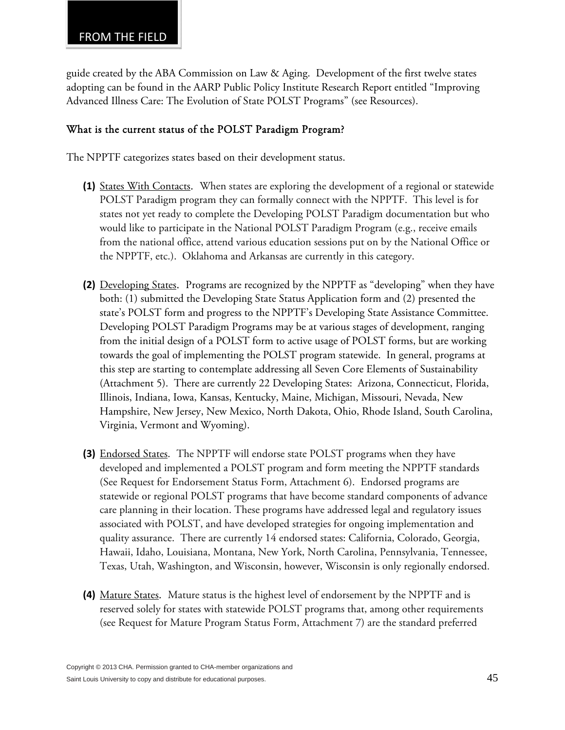guide created by the ABA Commission on Law & Aging. Development of the first twelve states adopting can be found in the AARP Public Policy Institute Research Report entitled "Improving Advanced Illness Care: The Evolution of State POLST Programs" (see Resources).

## What is the current status of the POLST Paradigm Program?

The NPPTF categorizes states based on their development status.

**(1)** States With Contacts. When states are exploring the development of a regional or statewide POLST Paradigm program they can formally connect with the NPPTF. This level is for states not yet ready to complete the Developing POLST Paradigm documentation but who would like to participate in the National POLST Paradigm Program (e.g., receive emails from the national office, attend various education sessions put on by the National Office or the NPPTF, etc.). Oklahoma and Arkansas are currently in this category.

**(2)** Developing States. Programs are recognized by the NPPTF as "developing" when they have both: (1) submitted the Developing State Status Application form and (2) presented the state's POLST form and progress to the NPPTF's Developing State Assistance Committee. Developing POLST Paradigm Programs may be at various stages of development, ranging from the initial design of a POLST form to active usage of POLST forms, but are working towards the goal of implementing the POLST program statewide. In general, programs at this step are starting to contemplate addressing all Seven Core Elements of Sustainability (Attachment 5). There are currently 22 Developing States: Arizona, Connecticut, Florida, Illinois, Indiana, Iowa, Kansas, Kentucky, Maine, Michigan, Missouri, Nevada, New Hampshire, New Jersey, New Mexico, North Dakota, Ohio, Rhode Island, South Carolina, Virginia, Vermont and Wyoming).

**(3)** Endorsed States. The NPPTF will endorse state POLST programs when they have developed and implemented a POLST program and form meeting the NPPTF standards (See Request for Endorsement Status Form, Attachment 6). Endorsed programs are statewide or regional POLST programs that have become standard components of advance care planning in their location. These programs have addressed legal and regulatory issues associated with POLST, and have developed strategies for ongoing implementation and quality assurance. There are currently 14 endorsed states: California, Colorado, Georgia, Hawaii, Idaho, Louisiana, Montana, New York, North Carolina, Pennsylvania, Tennessee, Texas, Utah, Washington, and Wisconsin, however, Wisconsin is only regionally endorsed.

**(4)** Mature States. Mature status is the highest level of endorsement by the NPPTF and is reserved solely for states with statewide POLST programs that, among other requirements (see Request for Mature Program Status Form, Attachment 7) are the standard preferred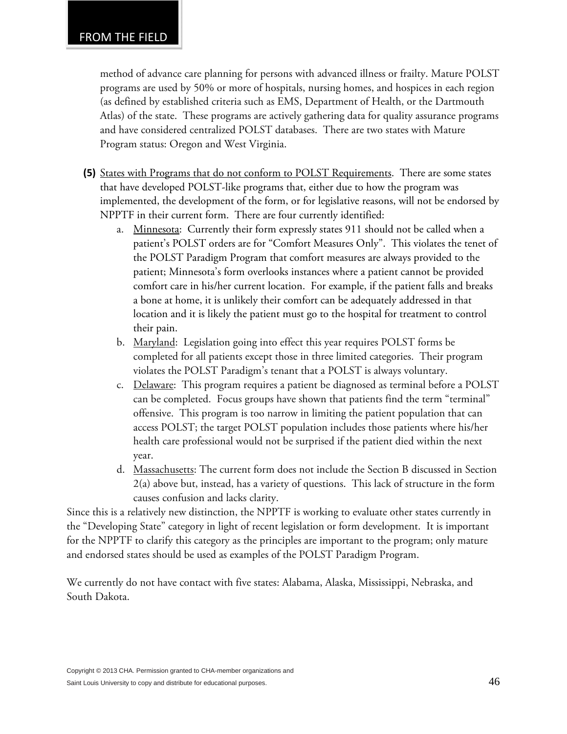method of advance care planning for persons with advanced illness or frailty. Mature POLST programs are used by 50% or more of hospitals, nursing homes, and hospices in each region (as defined by established criteria such as EMS, Department of Health, or the Dartmouth Atlas) of the state. These programs are actively gathering data for quality assurance programs and have considered centralized POLST databases. There are two states with Mature Program status: Oregon and West Virginia.

**(5)** <u>States with Programs that do not conform to POLST Requirements</u>. There are some states that have developed POLST-like programs that, either due to how the program was implemented, the development of the form, or for legislative reasons, will not be endorsed by NPPTF in their current form. There are four currently identified:

a. <u>Minnesota</u>: Currently their form expressly states 911 should not be called when a patient's POLST orders are for "Comfort Measures Only". This violates the tenet of the POLST Paradigm Program that comfort measures are always provided to the patient; Minnesota's form overlooks instances where a patient cannot be provided comfort care in his/her current location. For example, if the patient falls and breaks a bone at home, it is unlikely their comfort can be adequately addressed in that location and it is likely the patient must go to the hospital for treatment to control their pain.

b. <u>Maryland</u>: Legislation going into effect this year requires POLST forms be completed for all patients except those in three limited categories. Their program violates the POLST Paradigm's tenant that a POLST is always voluntary.

c. <u>Delaware</u>: This program requires a patient be diagnosed as terminal before a POLST can be completed. Focus groups have shown that patients find the term "terminal" offensive. This program is too narrow in limiting the patient population that can access POLST; the target POLST population includes those patients where his/her health care professional would not be surprised if the patient died within the next year.

d. <u>Massachusetts</u>: The current form does not include the Section B discussed in Section 2(a) above but, instead, has a variety of questions. This lack of structure in the form causes confusion and lacks clarity.

Since this is a relatively new distinction, the NPPTF is working to evaluate other states currently in the "Developing State" category in light of recent legislation or form development. It is important for the NPPTF to clarify this category as the principles are important to the program; only mature and endorsed states should be used as examples of the POLST Paradigm Program.

We currently do not have contact with five states: Alabama, Alaska, Mississippi, Nebraska, and South Dakota.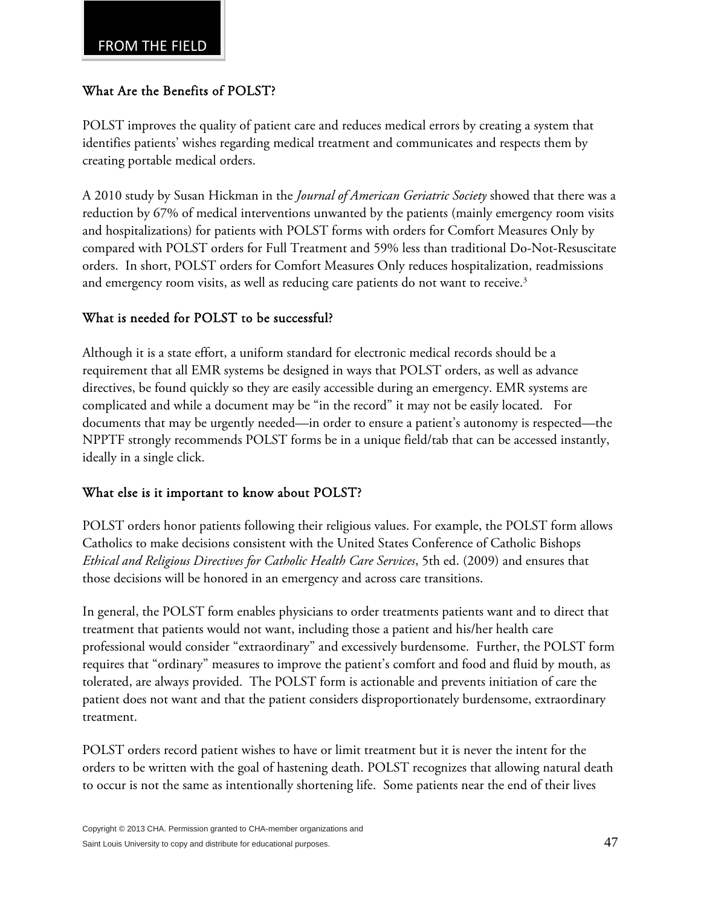FROM THE FIELD

### What Are the Benefits of POLST?

POLST improves the quality of patient care and reduces medical errors by creating a system that identifies patients' wishes regarding medical treatment and communicates and respects them by creating portable medical orders.

A 2010 study by Susan Hickman in the *Journal of American Geriatric Society* showed that there was a reduction by 67% of medical interventions unwanted by the patients (mainly emergency room visits and hospitalizations) for patients with POLST forms with orders for Comfort Measures Only by compared with POLST orders for Full Treatment and 59% less than traditional Do-Not-Resuscitate orders. In short, POLST orders for Comfort Measures Only reduces hospitalization, readmissions and emergency room visits, as well as reducing care patients do not want to receive.[3]

### What is needed for POLST to be successful?

Although it is a state effort, a uniform standard for electronic medical records should be a requirement that all EMR systems be designed in ways that POLST orders, as well as advance directives, be found quickly so they are easily accessible during an emergency. EMR systems are complicated and while a document may be "in the record" it may not be easily located. For documents that may be urgently needed—in order to ensure a patient's autonomy is respected—the NPPTF strongly recommends POLST forms be in a unique field/tab that can be accessed instantly, ideally in a single click.

### What else is it important to know about POLST?

POLST orders honor patients following their religious values. For example, the POLST form allows Catholics to make decisions consistent with the United States Conference of Catholic Bishops *Ethical and Religious Directives for Catholic Health Care Services*, 5th ed. (2009) and ensures that those decisions will be honored in an emergency and across care transitions.

In general, the POLST form enables physicians to order treatments patients want and to direct that treatment that patients would not want, including those a patient and his/her health care professional would consider "extraordinary" and excessively burdensome. Further, the POLST form requires that "ordinary" measures to improve the patient's comfort and food and fluid by mouth, as tolerated, are always provided. The POLST form is actionable and prevents initiation of care the patient does not want and that the patient considers disproportionately burdensome, extraordinary treatment.

POLST orders record patient wishes to have or limit treatment but it is never the intent for the orders to be written with the goal of hastening death. POLST recognizes that allowing natural death to occur is not the same as intentionally shortening life. Some patients near the end of their lives

Copyright © 2013 CHA. Permission granted to CHA-member organizations and Saint Louis University to copy and distribute for educational purposes.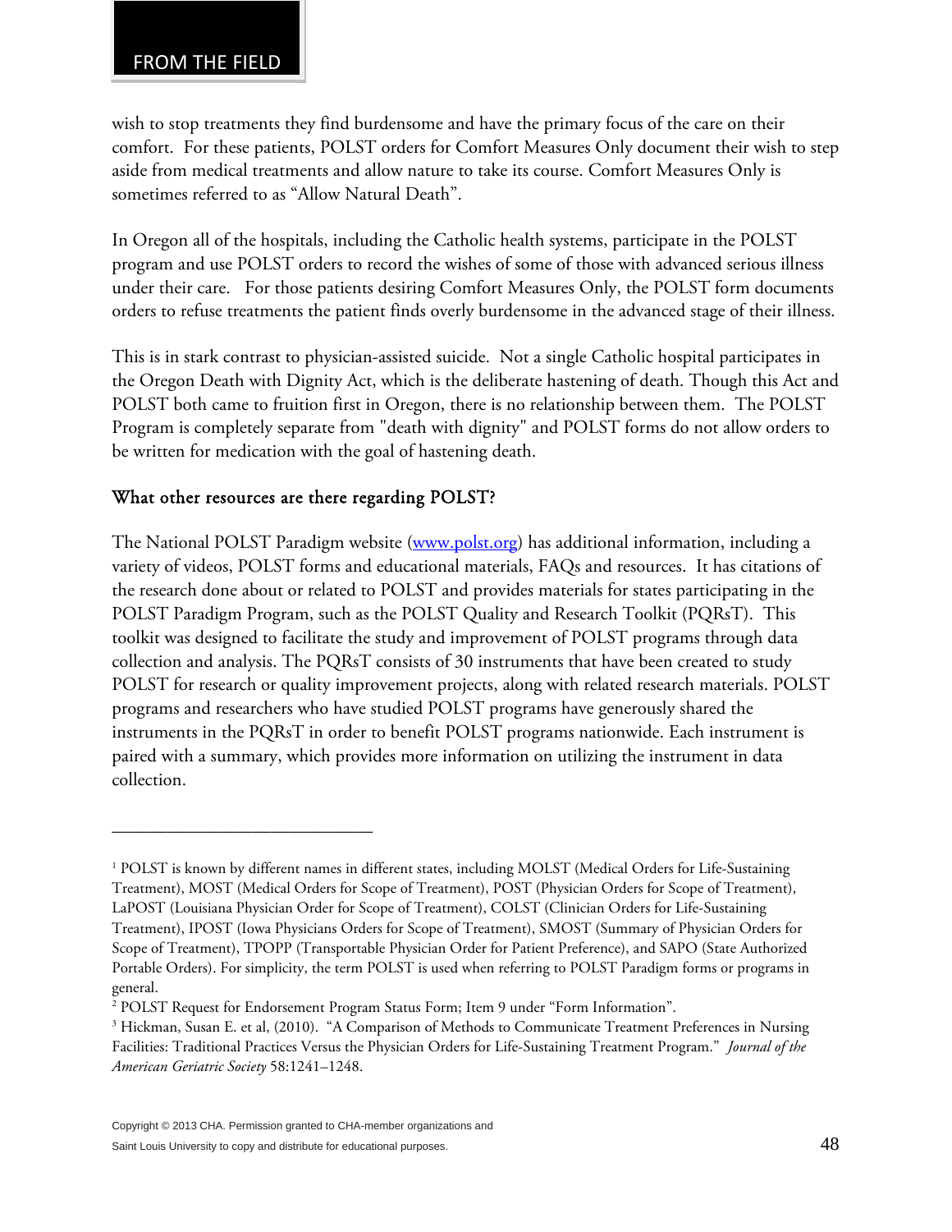FROM THE FIELD

wish to stop treatments they find burdensome and have the primary focus of the care on their comfort. For these patients, POLST orders for Comfort Measures Only document their wish to step aside from medical treatments and allow nature to take its course. Comfort Measures Only is sometimes referred to as "Allow Natural Death".

In Oregon all of the hospitals, including the Catholic health systems, participate in the POLST program and use POLST orders to record the wishes of some of those with advanced serious illness under their care. For those patients desiring Comfort Measures Only, the POLST form documents orders to refuse treatments the patient finds overly burdensome in the advanced stage of their illness.

This is in stark contrast to physician-assisted suicide. Not a single Catholic hospital participates in the Oregon Death with Dignity Act, which is the deliberate hastening of death. Though this Act and POLST both came to fruition first in Oregon, there is no relationship between them. The POLST Program is completely separate from "death with dignity" and POLST forms do not allow orders to be written for medication with the goal of hastening death.

### What other resources are there regarding POLST?

The National POLST Paradigm website ([www.polst.org](http://www.polst.org)) has additional information, including a variety of videos, POLST forms and educational materials, FAQs and resources. It has citations of the research done about or related to POLST and provides materials for states participating in the POLST Paradigm Program, such as the POLST Quality and Research Toolkit (PQRsT). This toolkit was designed to facilitate the study and improvement of POLST programs through data collection and analysis. The PQRsT consists of 30 instruments that have been created to study POLST for research or quality improvement projects, along with related research materials. POLST programs and researchers who have studied POLST programs have generously shared the instruments in the PQRsT in order to benefit POLST programs nationwide. Each instrument is paired with a summary, which provides more information on utilizing the instrument in data collection.

---

[1] POLST is known by different names in different states, including MOLST (Medical Orders for Life-Sustaining Treatment), MOST (Medical Orders for Scope of Treatment), POST (Physician Orders for Scope of Treatment), LaPOST (Louisiana Physician Order for Scope of Treatment), COLST (Clinician Orders for Life-Sustaining Treatment), IPOST (Iowa Physicians Orders for Scope of Treatment), SMOST (Summary of Physician Orders for Scope of Treatment), TPOPP (Transportable Physician Order for Patient Preference), and SAPO (State Authorized Portable Orders). For simplicity, the term POLST is used when referring to POLST Paradigm forms or programs in general.

[2] POLST Request for Endorsement Program Status Form; Item 9 under "Form Information".

[3] Hickman, Susan E. et al, (2010). "A Comparison of Methods to Communicate Treatment Preferences in Nursing Facilities: Traditional Practices Versus the Physician Orders for Life-Sustaining Treatment Program." *Journal of the American Geriatric Society* 58:1241–1248.

Copyright © 2013 CHA. Permission granted to CHA-member organizations and Saint Louis University to copy and distribute for educational purposes.